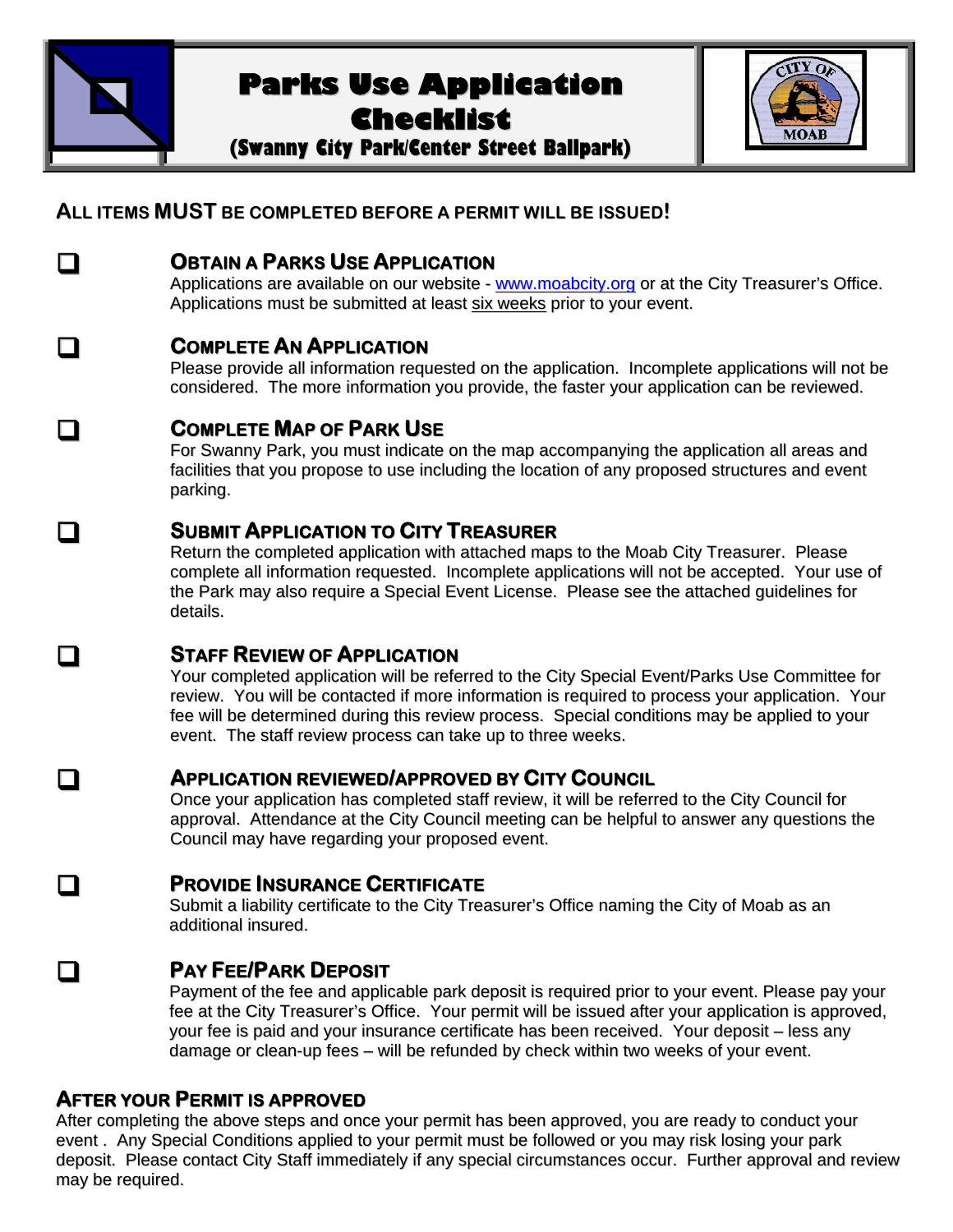# Parks Use Application Checklist

## (Swanny City Park/Center Street Ballpark)

**ALL ITEMS MUST BE COMPLETED BEFORE A PERMIT WILL BE ISSUED!**

- [ ] **OBTAIN A PARKS USE APPLICATION**
  Applications are available on our website - www.moabcity.org or at the City Treasurer's Office. Applications must be submitted at least six weeks prior to your event.

- [ ] **COMPLETE AN APPLICATION**
  Please provide all information requested on the application. Incomplete applications will not be considered. The more information you provide, the faster your application can be reviewed.

- [ ] **COMPLETE MAP OF PARK USE**
  For Swanny Park, you must indicate on the map accompanying the application all areas and facilities that you propose to use including the location of any proposed structures and event parking.

- [ ] **SUBMIT APPLICATION TO CITY TREASURER**
  Return the completed application with attached maps to the Moab City Treasurer. Please complete all information requested. Incomplete applications will not be accepted. Your use of the Park may also require a Special Event License. Please see the attached guidelines for details.

- [ ] **STAFF REVIEW OF APPLICATION**
  Your completed application will be referred to the City Special Event/Parks Use Committee for review. You will be contacted if more information is required to process your application. Your fee will be determined during this review process. Special conditions may be applied to your event. The staff review process can take up to three weeks.

- [ ] **APPLICATION REVIEWED/APPROVED BY CITY COUNCIL**
  Once your application has completed staff review, it will be referred to the City Council for approval. Attendance at the City Council meeting can be helpful to answer any questions the Council may have regarding your proposed event.

- [ ] **PROVIDE INSURANCE CERTIFICATE**
  Submit a liability certificate to the City Treasurer's Office naming the City of Moab as an additional insured.

- [ ] **PAY FEE/PARK DEPOSIT**
  Payment of the fee and applicable park deposit is required prior to your event. Please pay your fee at the City Treasurer's Office. Your permit will be issued after your application is approved, your fee is paid and your insurance certificate has been received. Your deposit – less any damage or clean-up fees – will be refunded by check within two weeks of your event.

### AFTER YOUR PERMIT IS APPROVED

After completing the above steps and once your permit has been approved, you are ready to conduct your event . Any Special Conditions applied to your permit must be followed or you may risk losing your park deposit. Please contact City Staff immediately if any special circumstances occur. Further approval and review may be required.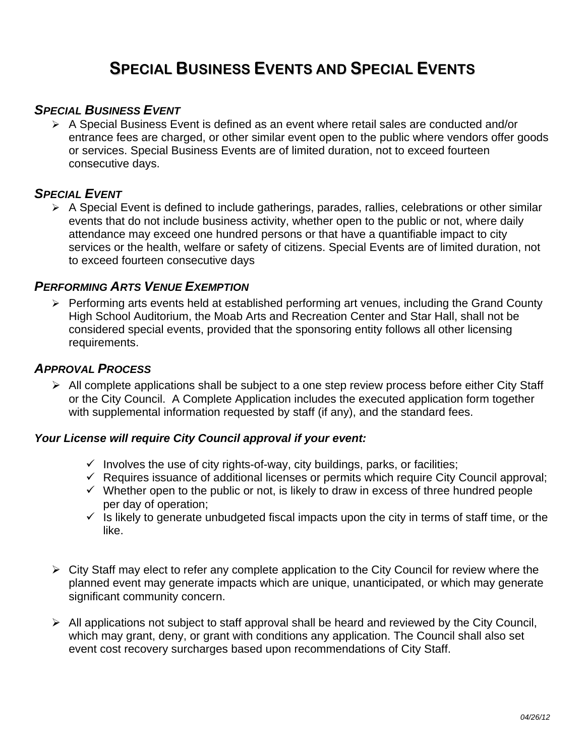# SPECIAL BUSINESS EVENTS AND SPECIAL EVENTS

### *SPECIAL BUSINESS EVENT*

- A Special Business Event is defined as an event where retail sales are conducted and/or entrance fees are charged, or other similar event open to the public where vendors offer goods or services. Special Business Events are of limited duration, not to exceed fourteen consecutive days.

### *SPECIAL EVENT*

- A Special Event is defined to include gatherings, parades, rallies, celebrations or other similar events that do not include business activity, whether open to the public or not, where daily attendance may exceed one hundred persons or that have a quantifiable impact to city services or the health, welfare or safety of citizens. Special Events are of limited duration, not to exceed fourteen consecutive days

### *PERFORMING ARTS VENUE EXEMPTION*

- Performing arts events held at established performing art venues, including the Grand County High School Auditorium, the Moab Arts and Recreation Center and Star Hall, shall not be considered special events, provided that the sponsoring entity follows all other licensing requirements.

### *APPROVAL PROCESS*

- All complete applications shall be subject to a one step review process before either City Staff or the City Council. A Complete Application includes the executed application form together with supplemental information requested by staff (if any), and the standard fees.

***Your License will require City Council approval if your event:***

- ✓ Involves the use of city rights-of-way, city buildings, parks, or facilities;
- ✓ Requires issuance of additional licenses or permits which require City Council approval;
- ✓ Whether open to the public or not, is likely to draw in excess of three hundred people per day of operation;
- ✓ Is likely to generate unbudgeted fiscal impacts upon the city in terms of staff time, or the like.

- City Staff may elect to refer any complete application to the City Council for review where the planned event may generate impacts which are unique, unanticipated, or which may generate significant community concern.

- All applications not subject to staff approval shall be heard and reviewed by the City Council, which may grant, deny, or grant with conditions any application. The Council shall also set event cost recovery surcharges based upon recommendations of City Staff.

*04/26/12*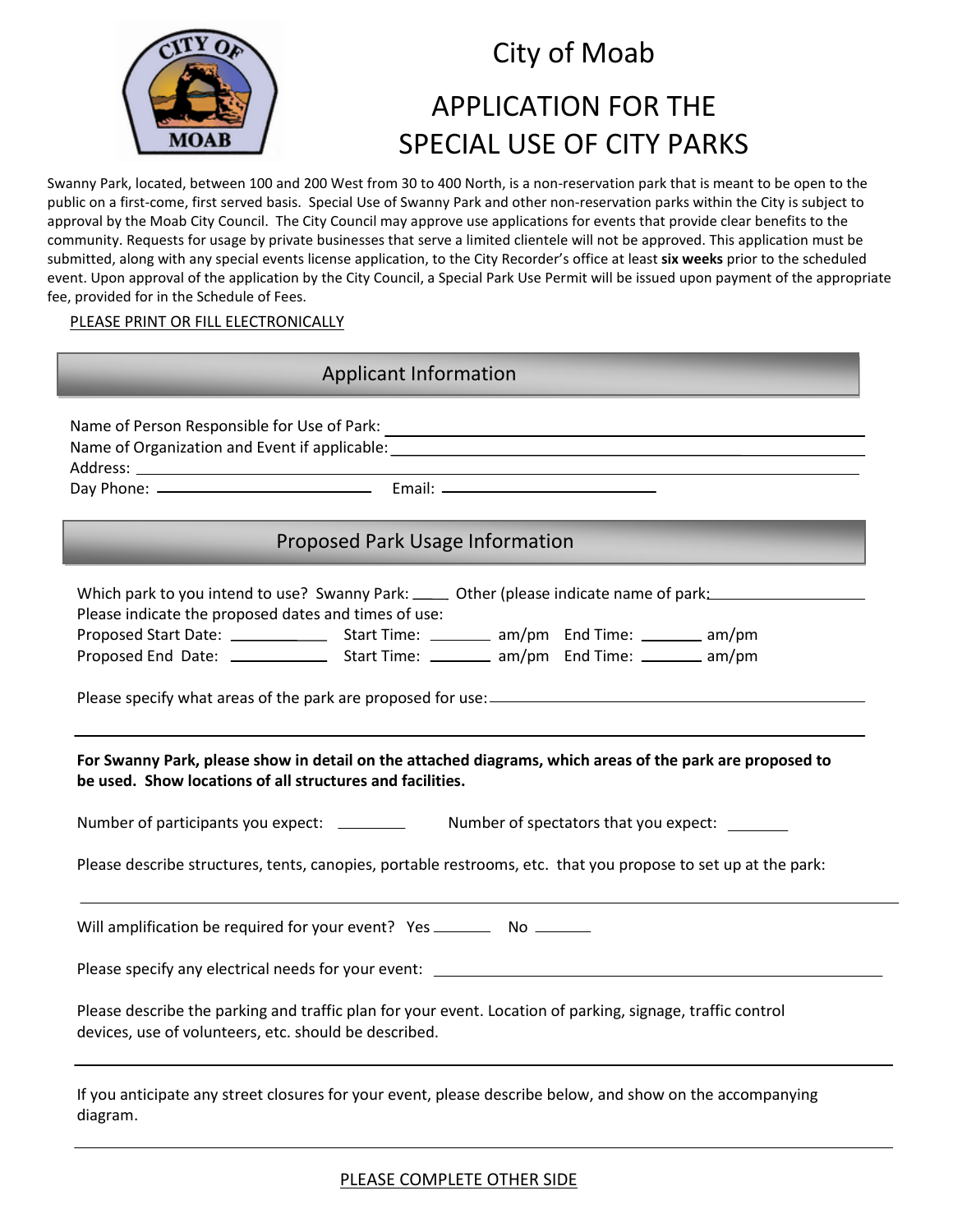# City of Moab

# APPLICATION FOR THE SPECIAL USE OF CITY PARKS

Swanny Park, located, between 100 and 200 West from 30 to 400 North, is a non-reservation park that is meant to be open to the public on a first-come, first served basis. Special Use of Swanny Park and other non-reservation parks within the City is subject to approval by the Moab City Council. The City Council may approve use applications for events that provide clear benefits to the community. Requests for usage by private businesses that serve a limited clientele will not be approved. This application must be submitted, along with any special events license application, to the City Recorder's office at least **six weeks** prior to the scheduled event. Upon approval of the application by the City Council, a Special Park Use Permit will be issued upon payment of the appropriate fee, provided for in the Schedule of Fees.

PLEASE PRINT OR FILL ELECTRONICALLY

## Applicant Information

Name of Person Responsible for Use of Park: ______________________________

Name of Organization and Event if applicable: ______________________________

Address: ______________________________

Day Phone: ______________ Email: ______________

## Proposed Park Usage Information

Which park to you intend to use? Swanny Park: ____ Other (please indicate name of park: ______________

Please indicate the proposed dates and times of use:

Proposed Start Date: __________ Start Time: _______ am/pm End Time: _______ am/pm

Proposed End Date: __________ Start Time: _______ am/pm End Time: _______ am/pm

Please specify what areas of the park are proposed for use: ______________________________

______________________________

**For Swanny Park, please show in detail on the attached diagrams, which areas of the park are proposed to be used. Show locations of all structures and facilities.**

Number of participants you expect: ________ Number of spectators that you expect: ________

Please describe structures, tents, canopies, portable restrooms, etc. that you propose to set up at the park:

______________________________

Will amplification be required for your event? Yes _______ No _______

Please specify any electrical needs for your event: ______________________________

Please describe the parking and traffic plan for your event. Location of parking, signage, traffic control devices, use of volunteers, etc. should be described.

______________________________

If you anticipate any street closures for your event, please describe below, and show on the accompanying diagram.

______________________________

PLEASE COMPLETE OTHER SIDE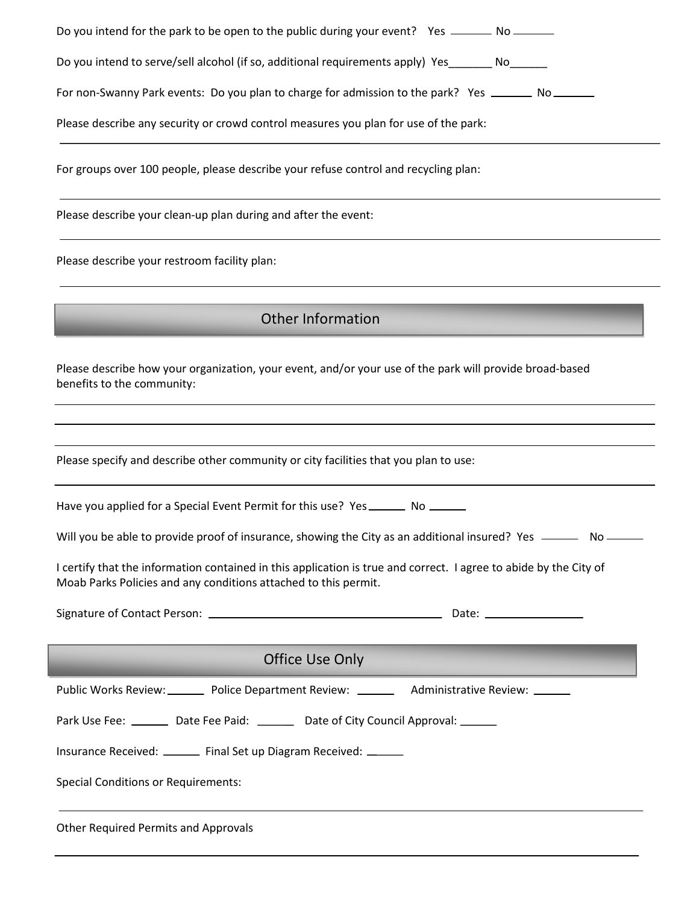Do you intend for the park to be open to the public during your event? Yes _______ No _______

Do you intend to serve/sell alcohol (if so, additional requirements apply) Yes_______ No______

For non-Swanny Park events: Do you plan to charge for admission to the park? Yes _______ No _______

Please describe any security or crowd control measures you plan for use of the park:

______________________________________________________________________________

For groups over 100 people, please describe your refuse control and recycling plan:

______________________________________________________________________________

Please describe your clean-up plan during and after the event:

______________________________________________________________________________

Please describe your restroom facility plan:

______________________________________________________________________________

## Other Information

Please describe how your organization, your event, and/or your use of the park will provide broad-based benefits to the community:

______________________________________________________________________________

______________________________________________________________________________

______________________________________________________________________________

Please specify and describe other community or city facilities that you plan to use:

______________________________________________________________________________

Have you applied for a Special Event Permit for this use? Yes ______ No ______

Will you be able to provide proof of insurance, showing the City as an additional insured? Yes ______ No ______

I certify that the information contained in this application is true and correct. I agree to abide by the City of Moab Parks Policies and any conditions attached to this permit.

Signature of Contact Person: ______________________________________ Date: ________________

## Office Use Only

Public Works Review: ______ Police Department Review: ______ Administrative Review: ______

Park Use Fee: ______ Date Fee Paid: ______ Date of City Council Approval: ______

Insurance Received: ______ Final Set up Diagram Received: ______

Special Conditions or Requirements:

______________________________________________________________________________

Other Required Permits and Approvals

______________________________________________________________________________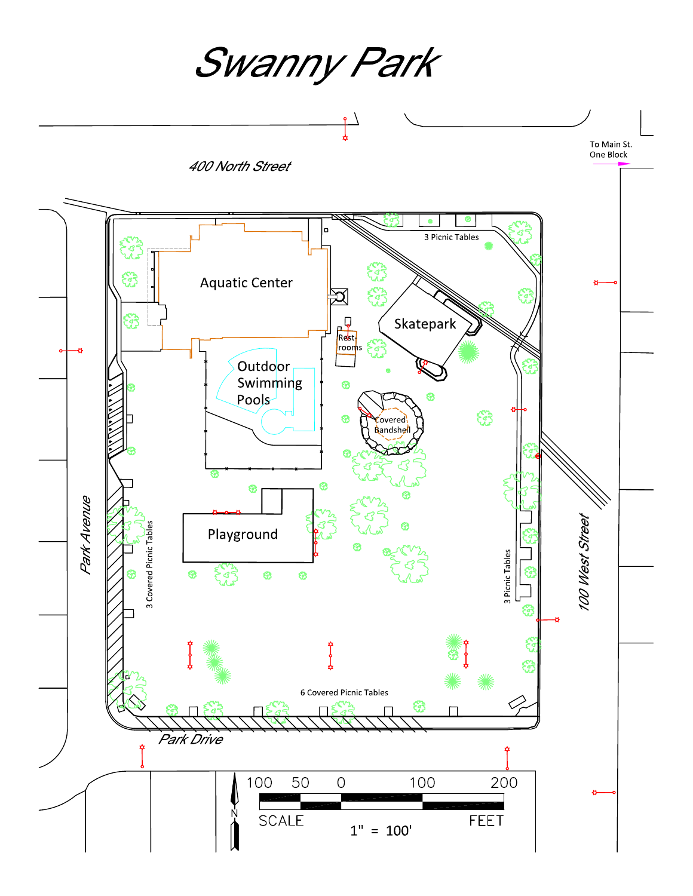# Swanny Park

400 North Street

To Main St.
One Block

Aquatic Center

3 Picnic Tables

Skatepark

Rest-
rooms

Outdoor
Swimming
Pools

Covered
Bandshell

Playground

Park Avenue

3 Covered Picnic Tables

3 Picnic Tables

100 West Street

6 Covered Picnic Tables

Park Drive

100 50 0 100 200

SCALE FEET

1" = 100'

N